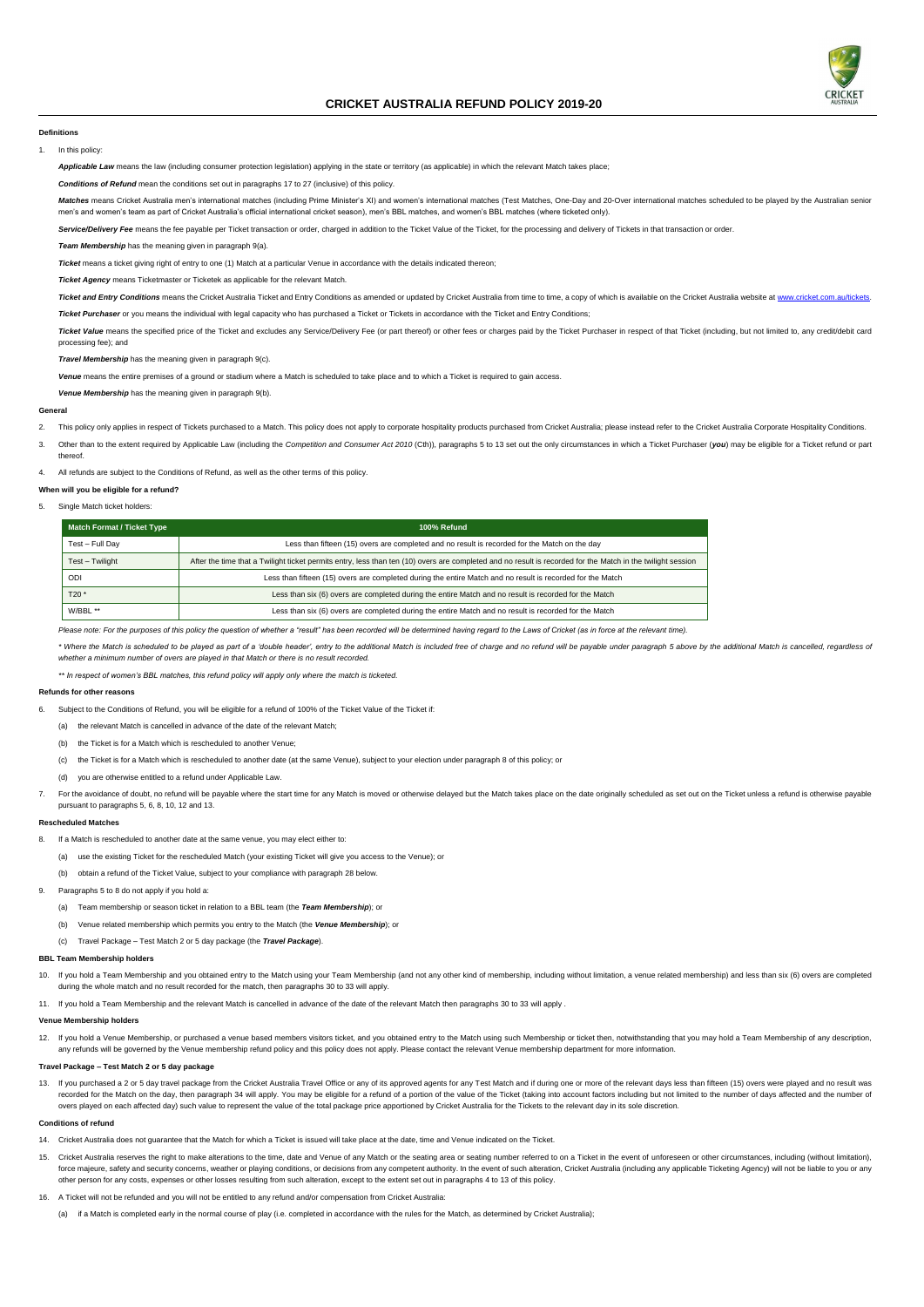# CRICKET AUSTRALIA REFUND POLICY 2019-20

### Definitions

1. In this policy:

*Applicable Law* means the law (including consumer protection legislation) applying in the state or territory (as applicable) in which the relevant Match takes place;

*Conditions of Refund* mean the conditions set out in paragraphs 17 to 27 (inclusive) of this policy.

*Matches* means Cricket Australia men's international matches (including Prime Minister's XI) and women's international matches (Test Matches, One-Day and 20-Over international matches scheduled to be played by the Australian senior men's and women's team as part of Cricket Australia's official international cricket season), men's BBL matches, and women's BBL matches (where ticketed only).

*Service/Delivery Fee* means the fee payable per Ticket transaction or order, charged in addition to the Ticket Value of the Ticket, for the processing and delivery of Tickets in that transaction or order.

*Team Membership* has the meaning given in paragraph 9(a).

*Ticket* means a ticket giving right of entry to one (1) Match at a particular Venue in accordance with the details indicated thereon;

*Ticket Agency* means Ticketmaster or Ticketek as applicable for the relevant Match.

*Ticket and Entry Conditions* means the Cricket Australia Ticket and Entry Conditions as amended or updated by Cricket Australia from time to time, a copy of which is available on the Cricket Australia website at www.cricket.com.au/tickets.

*Ticket Purchaser* or you means the individual with legal capacity who has purchased a Ticket or Tickets in accordance with the Ticket and Entry Conditions;

*Ticket Value* means the specified price of the Ticket and excludes any Service/Delivery Fee (or part thereof) or other fees or charges paid by the Ticket Purchaser in respect of that Ticket (including, but not limited to, any credit/debit card processing fee); and

*Travel Membership* has the meaning given in paragraph 9(c).

*Venue* means the entire premises of a ground or stadium where a Match is scheduled to take place and to which a Ticket is required to gain access.

*Venue Membership* has the meaning given in paragraph 9(b).

### General

2. This policy only applies in respect of Tickets purchased to a Match. This policy does not apply to corporate hospitality products purchased from Cricket Australia; please instead refer to the Cricket Australia Corporate Hospitality Conditions.

3. Other than to the extent required by Applicable Law (including the *Competition and Consumer Act 2010* (Cth)), paragraphs 5 to 13 set out the only circumstances in which a Ticket Purchaser (***you***) may be eligible for a Ticket refund or part thereof.

4. All refunds are subject to the Conditions of Refund, as well as the other terms of this policy.

### When will you be eligible for a refund?

5. Single Match ticket holders:

| Match Format / Ticket Type | 100% Refund |
|---|---|
| Test – Full Day | Less than fifteen (15) overs are completed and no result is recorded for the Match on the day |
| Test – Twilight | After the time that a Twilight ticket permits entry, less than ten (10) overs are completed and no result is recorded for the Match in the twilight session |
| ODI | Less than fifteen (15) overs are completed during the entire Match and no result is recorded for the Match |
| T20 * | Less than six (6) overs are completed during the entire Match and no result is recorded for the Match |
| W/BBL ** | Less than six (6) overs are completed during the entire Match and no result is recorded for the Match |

*Please note: For the purposes of this policy the question of whether a "result" has been recorded will be determined having regard to the Laws of Cricket (as in force at the relevant time).*

*\* Where the Match is scheduled to be played as part of a 'double header', entry to the additional Match is included free of charge and no refund will be payable under paragraph 5 above by the additional Match is cancelled, regardless of whether a minimum number of overs are played in that Match or there is no result recorded.*

*\*\* In respect of women's BBL matches, this refund policy will apply only where the match is ticketed.*

### Refunds for other reasons

6. Subject to the Conditions of Refund, you will be eligible for a refund of 100% of the Ticket Value of the Ticket if:
   (a) the relevant Match is cancelled in advance of the date of the relevant Match;
   (b) the Ticket is for a Match which is rescheduled to another Venue;
   (c) the Ticket is for a Match which is rescheduled to another date (at the same Venue), subject to your election under paragraph 8 of this policy; or
   (d) you are otherwise entitled to a refund under Applicable Law.

7. For the avoidance of doubt, no refund will be payable where the start time for any Match is moved or otherwise delayed but the Match takes place on the date originally scheduled as set out on the Ticket unless a refund is otherwise payable pursuant to paragraphs 5, 6, 8, 10, 12 and 13.

### Rescheduled Matches

8. If a Match is rescheduled to another date at the same venue, you may elect either to:
   (a) use the existing Ticket for the rescheduled Match (your existing Ticket will give you access to the Venue); or
   (b) obtain a refund of the Ticket Value, subject to your compliance with paragraph 28 below.

9. Paragraphs 5 to 8 do not apply if you hold a:
   (a) Team membership or season ticket in relation to a BBL team (the ***Team Membership***); or
   (b) Venue related membership which permits you entry to the Match (the ***Venue Membership***); or
   (c) Travel Package – Test Match 2 or 5 day package (the ***Travel Package***).

### BBL Team Membership holders

10. If you hold a Team Membership and you obtained entry to the Match using your Team Membership (and not any other kind of membership, including without limitation, a venue related membership) and less than six (6) overs are completed during the whole match and no result recorded for the match, then paragraphs 30 to 33 will apply.

11. If you hold a Team Membership and the relevant Match is cancelled in advance of the date of the relevant Match then paragraphs 30 to 33 will apply .

### Venue Membership holders

12. If you hold a Venue Membership, or purchased a venue based members visitors ticket, and you obtained entry to the Match using such Membership or ticket then, notwithstanding that you may hold a Team Membership of any description, any refunds will be governed by the Venue membership refund policy and this policy does not apply. Please contact the relevant Venue membership department for more information.

### Travel Package – Test Match 2 or 5 day package

13. If you purchased a 2 or 5 day travel package from the Cricket Australia Travel Office or any of its approved agents for any Test Match and if during one or more of the relevant days less than fifteen (15) overs were played and no result was recorded for the Match on the day, then paragraph 34 will apply. You may be eligible for a refund of a portion of the value of the Ticket (taking into account factors including but not limited to the number of days affected and the number of overs played on each affected day) such value to represent the value of the total package price apportioned by Cricket Australia for the Tickets to the relevant day in its sole discretion.

### Conditions of refund

14. Cricket Australia does not guarantee that the Match for which a Ticket is issued will take place at the date, time and Venue indicated on the Ticket.

15. Cricket Australia reserves the right to make alterations to the time, date and Venue of any Match or the seating area or seating number referred to on a Ticket in the event of unforeseen or other circumstances, including (without limitation), force majeure, safety and security concerns, weather or playing conditions, or decisions from any competent authority. In the event of such alteration, Cricket Australia (including any applicable Ticketing Agency) will not be liable to you or any other person for any costs, expenses or other losses resulting from such alteration, except to the extent set out in paragraphs 4 to 13 of this policy.

16. A Ticket will not be refunded and you will not be entitled to any refund and/or compensation from Cricket Australia:
   (a) if a Match is completed early in the normal course of play (i.e. completed in accordance with the rules for the Match, as determined by Cricket Australia);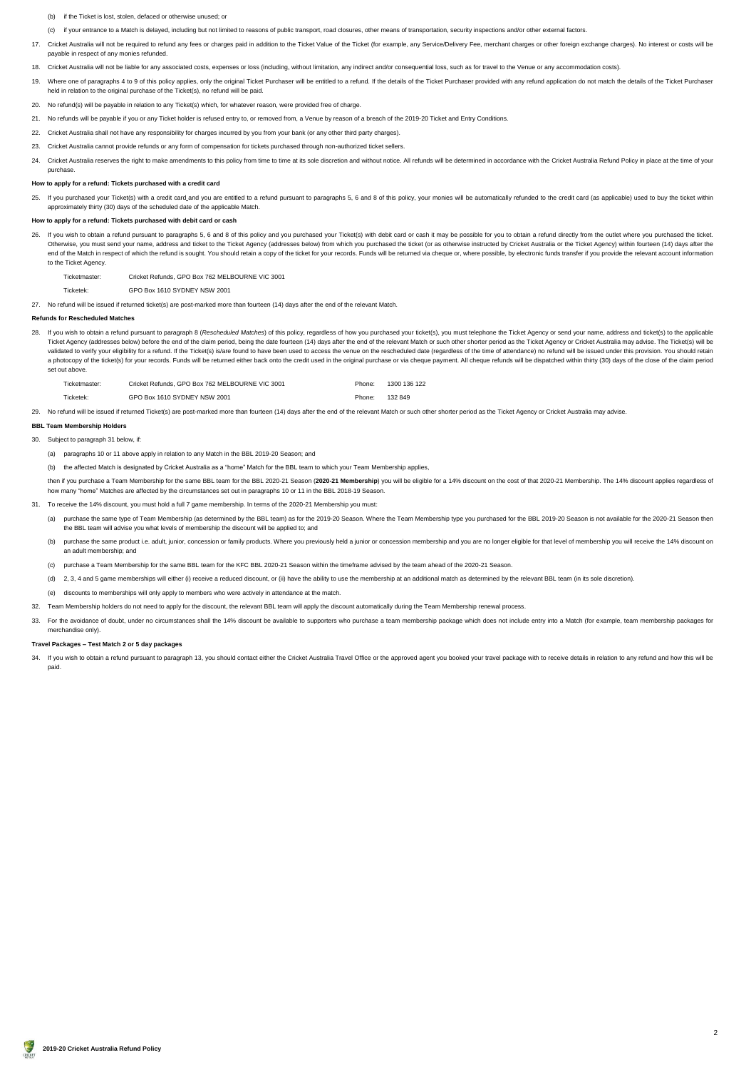(b) if the Ticket is lost, stolen, defaced or otherwise unused; or

(c) if your entrance to a Match is delayed, including but not limited to reasons of public transport, road closures, other means of transportation, security inspections and/or other external factors.

17. Cricket Australia will not be required to refund any fees or charges paid in addition to the Ticket Value of the Ticket (for example, any Service/Delivery Fee, merchant charges or other foreign exchange charges). No interest or costs will be payable in respect of any monies refunded.

18. Cricket Australia will not be liable for any associated costs, expenses or loss (including, without limitation, any indirect and/or consequential loss, such as for travel to the Venue or any accommodation costs).

19. Where one of paragraphs 4 to 9 of this policy applies, only the original Ticket Purchaser will be entitled to a refund. If the details of the Ticket Purchaser provided with any refund application do not match the details of the Ticket Purchaser held in relation to the original purchase of the Ticket(s), no refund will be paid.

20. No refund(s) will be payable in relation to any Ticket(s) which, for whatever reason, were provided free of charge.

21. No refunds will be payable if you or any Ticket holder is refused entry to, or removed from, a Venue by reason of a breach of the 2019-20 Ticket and Entry Conditions.

22. Cricket Australia shall not have any responsibility for charges incurred by you from your bank (or any other third party charges).

23. Cricket Australia cannot provide refunds or any form of compensation for tickets purchased through non-authorized ticket sellers.

24. Cricket Australia reserves the right to make amendments to this policy from time to time at its sole discretion and without notice. All refunds will be determined in accordance with the Cricket Australia Refund Policy in place at the time of your purchase.

**How to apply for a refund: Tickets purchased with a credit card**

25. If you purchased your Ticket(s) with a credit card and you are entitled to a refund pursuant to paragraphs 5, 6 and 8 of this policy, your monies will be automatically refunded to the credit card (as applicable) used to buy the ticket within approximately thirty (30) days of the scheduled date of the applicable Match.

**How to apply for a refund: Tickets purchased with debit card or cash**

26. If you wish to obtain a refund pursuant to paragraphs 5, 6 and 8 of this policy and you purchased your Ticket(s) with debit card or cash it may be possible for you to obtain a refund directly from the outlet where you purchased the ticket. Otherwise, you must send your name, address and ticket to the Ticket Agency (addresses below) from which you purchased the ticket (or as otherwise instructed by Cricket Australia or the Ticket Agency) within fourteen (14) days after the end of the Match in respect of which the refund is sought. You should retain a copy of the ticket for your records. Funds will be returned via cheque or, where possible, by electronic funds transfer if you provide the relevant account information to the Ticket Agency.

| | |
|---|---|
| Ticketmaster: | Cricket Refunds, GPO Box 762 MELBOURNE VIC 3001 |
| Ticketek: | GPO Box 1610 SYDNEY NSW 2001 |

27. No refund will be issued if returned ticket(s) are post-marked more than fourteen (14) days after the end of the relevant Match.

**Refunds for Rescheduled Matches**

28. If you wish to obtain a refund pursuant to paragraph 8 (*Rescheduled Matches*) of this policy, regardless of how you purchased your ticket(s), you must telephone the Ticket Agency or send your name, address and ticket(s) to the applicable Ticket Agency (addresses below) before the end of the claim period, being the date fourteen (14) days after the end of the relevant Match or such other shorter period as the Ticket Agency or Cricket Australia may advise. The Ticket(s) will be validated to verify your eligibility for a refund. If the Ticket(s) is/are found to have been used to access the venue on the rescheduled date (regardless of the time of attendance) no refund will be issued under this provision. You should retain a photocopy of the ticket(s) for your records. Funds will be returned either back onto the credit used in the original purchase or via cheque payment. All cheque refunds will be dispatched within thirty (30) days of the close of the claim period set out above.

| | | | |
|---|---|---|---|
| Ticketmaster: | Cricket Refunds, GPO Box 762 MELBOURNE VIC 3001 | Phone: | 1300 136 122 |
| Ticketek: | GPO Box 1610 SYDNEY NSW 2001 | Phone: | 132 849 |

29. No refund will be issued if returned Ticket(s) are post-marked more than fourteen (14) days after the end of the relevant Match or such other shorter period as the Ticket Agency or Cricket Australia may advise.

**BBL Team Membership Holders**

30. Subject to paragraph 31 below, if:

(a) paragraphs 10 or 11 above apply in relation to any Match in the BBL 2019-20 Season; and

(b) the affected Match is designated by Cricket Australia as a "home" Match for the BBL team to which your Team Membership applies,

then if you purchase a Team Membership for the same BBL team for the BBL 2020-21 Season (**2020-21 Membership**) you will be eligible for a 14% discount on the cost of that 2020-21 Membership. The 14% discount applies regardless of how many "home" Matches are affected by the circumstances set out in paragraphs 10 or 11 in the BBL 2018-19 Season.

31. To receive the 14% discount, you must hold a full 7 game membership. In terms of the 2020-21 Membership you must:

(a) purchase the same type of Team Membership (as determined by the BBL team) as for the 2019-20 Season. Where the Team Membership type you purchased for the BBL 2019-20 Season is not available for the 2020-21 Season then the BBL team will advise you what levels of membership the discount will be applied to; and

(b) purchase the same product i.e. adult, junior, concession or family products. Where you previously held a junior or concession membership and you are no longer eligible for that level of membership you will receive the 14% discount on an adult membership; and

(c) purchase a Team Membership for the same BBL team for the KFC BBL 2020-21 Season within the timeframe advised by the team ahead of the 2020-21 Season.

(d) 2, 3, 4 and 5 game memberships will either (i) receive a reduced discount, or (ii) have the ability to use the membership at an additional match as determined by the relevant BBL team (in its sole discretion).

(e) discounts to memberships will only apply to members who were actively in attendance at the match.

32. Team Membership holders do not need to apply for the discount, the relevant BBL team will apply the discount automatically during the Team Membership renewal process.

33. For the avoidance of doubt, under no circumstances shall the 14% discount be available to supporters who purchase a team membership package which does not include entry into a Match (for example, team membership packages for merchandise only).

**Travel Packages – Test Match 2 or 5 day packages**

34. If you wish to obtain a refund pursuant to paragraph 13, you should contact either the Cricket Australia Travel Office or the approved agent you booked your travel package with to receive details in relation to any refund and how this will be paid.